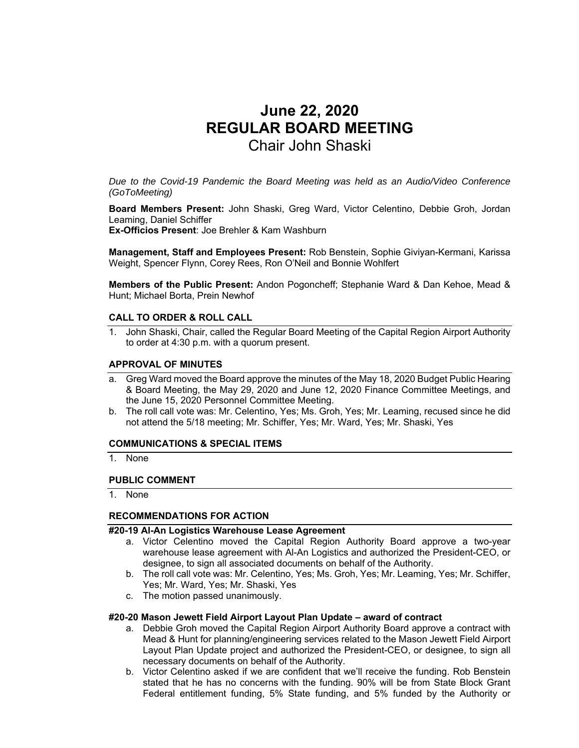# June 22, 2020
# REGULAR BOARD MEETING
## Chair John Shaski

*Due to the Covid-19 Pandemic the Board Meeting was held as an Audio/Video Conference (GoToMeeting)*

**Board Members Present:** John Shaski, Greg Ward, Victor Celentino, Debbie Groh, Jordan Leaming, Daniel Schiffer
**Ex-Officios Present**: Joe Brehler & Kam Washburn

**Management, Staff and Employees Present:** Rob Benstein, Sophie Giviyan-Kermani, Karissa Weight, Spencer Flynn, Corey Rees, Ron O'Neil and Bonnie Wohlfert

**Members of the Public Present:** Andon Pogoncheff; Stephanie Ward & Dan Kehoe, Mead & Hunt; Michael Borta, Prein Newhof

### CALL TO ORDER & ROLL CALL

1. John Shaski, Chair, called the Regular Board Meeting of the Capital Region Airport Authority to order at 4:30 p.m. with a quorum present.

### APPROVAL OF MINUTES

a. Greg Ward moved the Board approve the minutes of the May 18, 2020 Budget Public Hearing & Board Meeting, the May 29, 2020 and June 12, 2020 Finance Committee Meetings, and the June 15, 2020 Personnel Committee Meeting.
b. The roll call vote was: Mr. Celentino, Yes; Ms. Groh, Yes; Mr. Leaming, recused since he did not attend the 5/18 meeting; Mr. Schiffer, Yes; Mr. Ward, Yes; Mr. Shaski, Yes

### COMMUNICATIONS & SPECIAL ITEMS

1. None

### PUBLIC COMMENT

1. None

### RECOMMENDATIONS FOR ACTION

#### #20-19 Al-An Logistics Warehouse Lease Agreement

a. Victor Celentino moved the Capital Region Authority Board approve a two-year warehouse lease agreement with Al-An Logistics and authorized the President-CEO, or designee, to sign all associated documents on behalf of the Authority.
b. The roll call vote was: Mr. Celentino, Yes; Ms. Groh, Yes; Mr. Leaming, Yes; Mr. Schiffer, Yes; Mr. Ward, Yes; Mr. Shaski, Yes
c. The motion passed unanimously.

#### #20-20 Mason Jewett Field Airport Layout Plan Update – award of contract

a. Debbie Groh moved the Capital Region Airport Authority Board approve a contract with Mead & Hunt for planning/engineering services related to the Mason Jewett Field Airport Layout Plan Update project and authorized the President-CEO, or designee, to sign all necessary documents on behalf of the Authority.
b. Victor Celentino asked if we are confident that we'll receive the funding. Rob Benstein stated that he has no concerns with the funding. 90% will be from State Block Grant Federal entitlement funding, 5% State funding, and 5% funded by the Authority or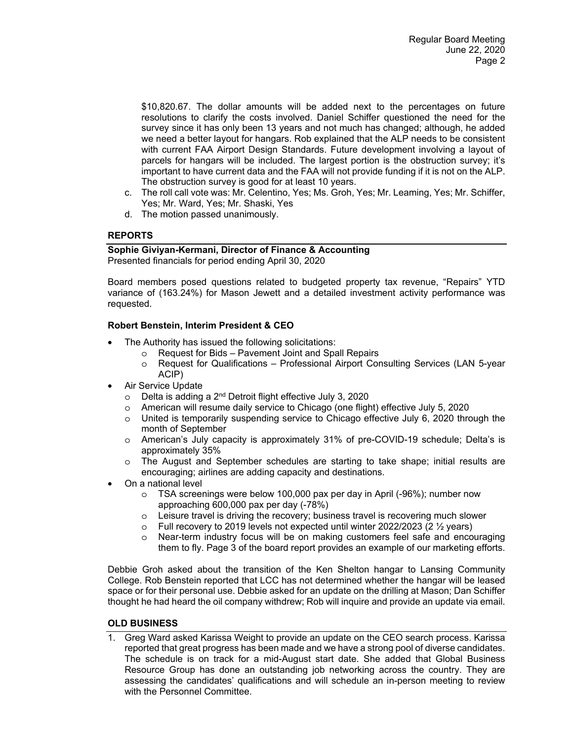$10,820.67. The dollar amounts will be added next to the percentages on future resolutions to clarify the costs involved. Daniel Schiffer questioned the need for the survey since it has only been 13 years and not much has changed; although, he added we need a better layout for hangars. Rob explained that the ALP needs to be consistent with current FAA Airport Design Standards. Future development involving a layout of parcels for hangars will be included. The largest portion is the obstruction survey; it's important to have current data and the FAA will not provide funding if it is not on the ALP. The obstruction survey is good for at least 10 years.

c. The roll call vote was: Mr. Celentino, Yes; Ms. Groh, Yes; Mr. Leaming, Yes; Mr. Schiffer, Yes; Mr. Ward, Yes; Mr. Shaski, Yes
d. The motion passed unanimously.

## REPORTS

**Sophie Giviyan-Kermani, Director of Finance & Accounting**
Presented financials for period ending April 30, 2020

Board members posed questions related to budgeted property tax revenue, "Repairs" YTD variance of (163.24%) for Mason Jewett and a detailed investment activity performance was requested.

**Robert Benstein, Interim President & CEO**

- The Authority has issued the following solicitations:
  - Request for Bids – Pavement Joint and Spall Repairs
  - Request for Qualifications – Professional Airport Consulting Services (LAN 5-year ACIP)
- Air Service Update
  - Delta is adding a 2nd Detroit flight effective July 3, 2020
  - American will resume daily service to Chicago (one flight) effective July 5, 2020
  - United is temporarily suspending service to Chicago effective July 6, 2020 through the month of September
  - American's July capacity is approximately 31% of pre-COVID-19 schedule; Delta's is approximately 35%
  - The August and September schedules are starting to take shape; initial results are encouraging; airlines are adding capacity and destinations.
- On a national level
  - TSA screenings were below 100,000 pax per day in April (-96%); number now approaching 600,000 pax per day (-78%)
  - Leisure travel is driving the recovery; business travel is recovering much slower
  - Full recovery to 2019 levels not expected until winter 2022/2023 (2 ½ years)
  - Near-term industry focus will be on making customers feel safe and encouraging them to fly. Page 3 of the board report provides an example of our marketing efforts.

Debbie Groh asked about the transition of the Ken Shelton hangar to Lansing Community College. Rob Benstein reported that LCC has not determined whether the hangar will be leased space or for their personal use. Debbie asked for an update on the drilling at Mason; Dan Schiffer thought he had heard the oil company withdrew; Rob will inquire and provide an update via email.

## OLD BUSINESS

1. Greg Ward asked Karissa Weight to provide an update on the CEO search process. Karissa reported that great progress has been made and we have a strong pool of diverse candidates. The schedule is on track for a mid-August start date. She added that Global Business Resource Group has done an outstanding job networking across the country. They are assessing the candidates' qualifications and will schedule an in-person meeting to review with the Personnel Committee.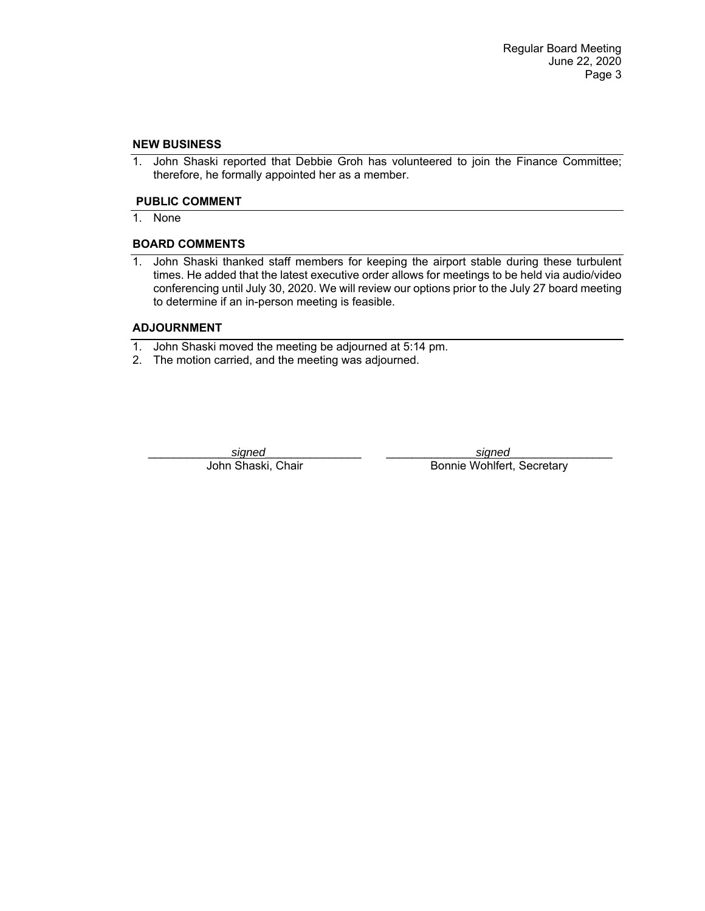**NEW BUSINESS**

1. John Shaski reported that Debbie Groh has volunteered to join the Finance Committee; therefore, he formally appointed her as a member.

**PUBLIC COMMENT**

1. None

**BOARD COMMENTS**

1. John Shaski thanked staff members for keeping the airport stable during these turbulent times. He added that the latest executive order allows for meetings to be held via audio/video conferencing until July 30, 2020. We will review our options prior to the July 27 board meeting to determine if an in-person meeting is feasible.

**ADJOURNMENT**

1. John Shaski moved the meeting be adjourned at 5:14 pm.
2. The motion carried, and the meeting was adjourned.

*signed*
John Shaski, Chair

*signed*
Bonnie Wohlfert, Secretary